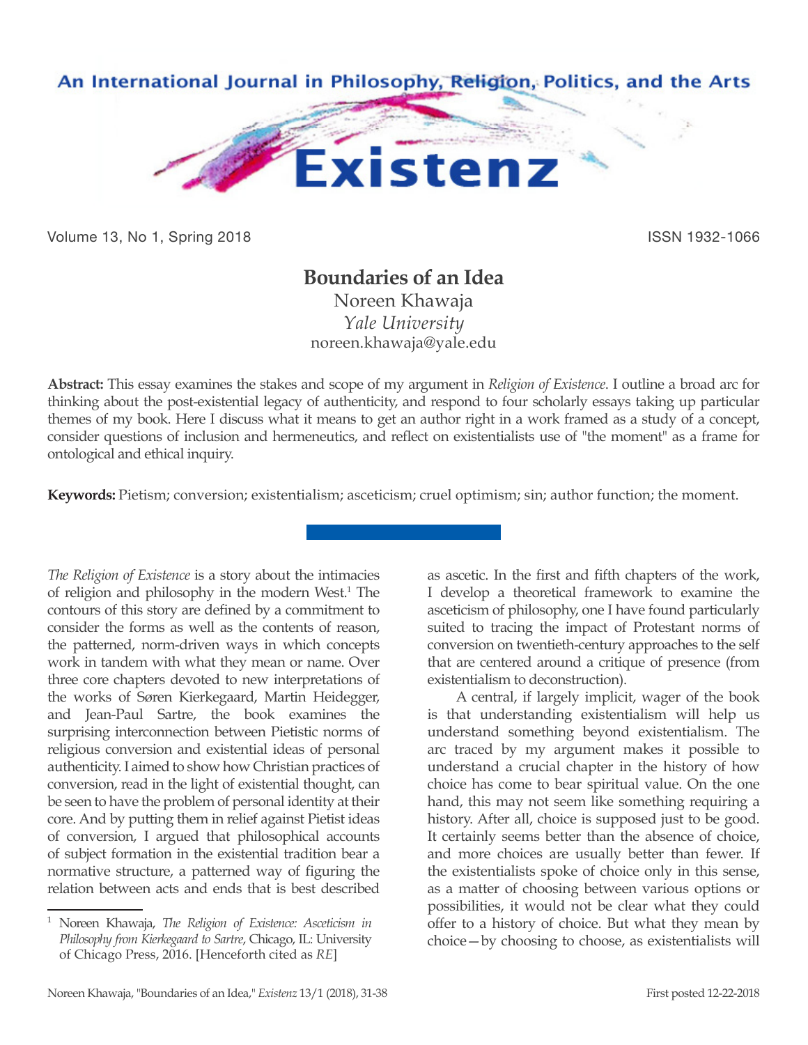# Boundaries of an Idea

Noreen Khawaja
*Yale University*
noreen.khawaja@yale.edu

**Abstract:** This essay examines the stakes and scope of my argument in *Religion of Existence*. I outline a broad arc for thinking about the post-existential legacy of authenticity, and respond to four scholarly essays taking up particular themes of my book. Here I discuss what it means to get an author right in a work framed as a study of a concept, consider questions of inclusion and hermeneutics, and reflect on existentialists use of "the moment" as a frame for ontological and ethical inquiry.

**Keywords:** Pietism; conversion; existentialism; asceticism; cruel optimism; sin; author function; the moment.

*The Religion of Existence* is a story about the intimacies of religion and philosophy in the modern West.[1] The contours of this story are defined by a commitment to consider the forms as well as the contents of reason, the patterned, norm-driven ways in which concepts work in tandem with what they mean or name. Over three core chapters devoted to new interpretations of the works of Søren Kierkegaard, Martin Heidegger, and Jean-Paul Sartre, the book examines the surprising interconnection between Pietistic norms of religious conversion and existential ideas of personal authenticity. I aimed to show how Christian practices of conversion, read in the light of existential thought, can be seen to have the problem of personal identity at their core. And by putting them in relief against Pietist ideas of conversion, I argued that philosophical accounts of subject formation in the existential tradition bear a normative structure, a patterned way of figuring the relation between acts and ends that is best described as ascetic. In the first and fifth chapters of the work, I develop a theoretical framework to examine the asceticism of philosophy, one I have found particularly suited to tracing the impact of Protestant norms of conversion on twentieth-century approaches to the self that are centered around a critique of presence (from existentialism to deconstruction).

A central, if largely implicit, wager of the book is that understanding existentialism will help us understand something beyond existentialism. The arc traced by my argument makes it possible to understand a crucial chapter in the history of how choice has come to bear spiritual value. On the one hand, this may not seem like something requiring a history. After all, choice is supposed just to be good. It certainly seems better than the absence of choice, and more choices are usually better than fewer. If the existentialists spoke of choice only in this sense, as a matter of choosing between various options or possibilities, it would not be clear what they could offer to a history of choice. But what they mean by choice—by choosing to choose, as existentialists will

[1] Noreen Khawaja, *The Religion of Existence: Asceticism in Philosophy from Kierkegaard to Sartre*, Chicago, IL: University of Chicago Press, 2016. [Henceforth cited as *RE*]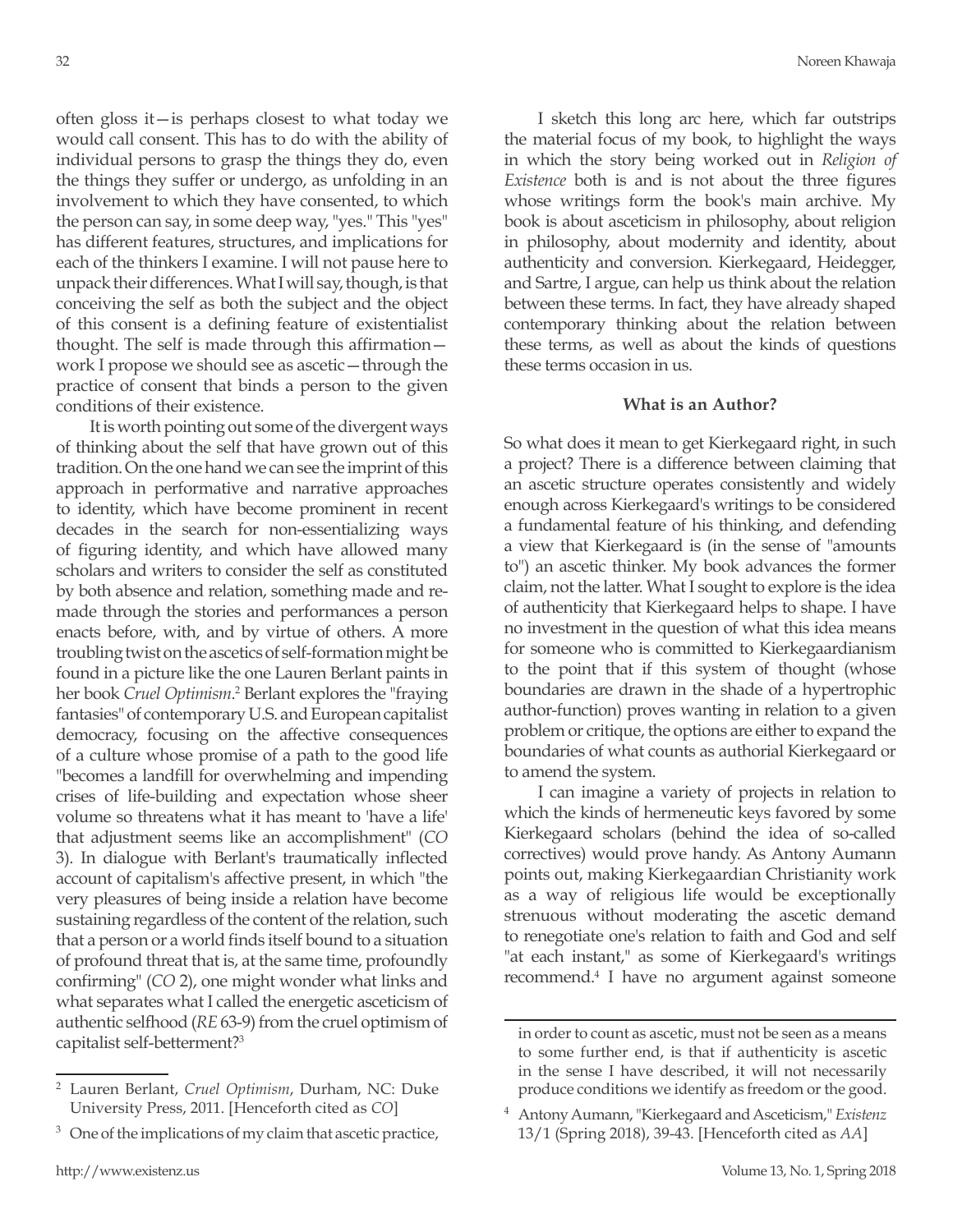often gloss it—is perhaps closest to what today we would call consent. This has to do with the ability of individual persons to grasp the things they do, even the things they suffer or undergo, as unfolding in an involvement to which they have consented, to which the person can say, in some deep way, "yes." This "yes" has different features, structures, and implications for each of the thinkers I examine. I will not pause here to unpack their differences. What I will say, though, is that conceiving the self as both the subject and the object of this consent is a defining feature of existentialist thought. The self is made through this affirmation—work I propose we should see as ascetic—through the practice of consent that binds a person to the given conditions of their existence.

It is worth pointing out some of the divergent ways of thinking about the self that have grown out of this tradition. On the one hand we can see the imprint of this approach in performative and narrative approaches to identity, which have become prominent in recent decades in the search for non-essentializing ways of figuring identity, and which have allowed many scholars and writers to consider the self as constituted by both absence and relation, something made and re-made through the stories and performances a person enacts before, with, and by virtue of others. A more troubling twist on the ascetics of self-formation might be found in a picture like the one Lauren Berlant paints in her book *Cruel Optimism*.[2] Berlant explores the "fraying fantasies" of contemporary U.S. and European capitalist democracy, focusing on the affective consequences of a culture whose promise of a path to the good life "becomes a landfill for overwhelming and impending crises of life-building and expectation whose sheer volume so threatens what it has meant to 'have a life' that adjustment seems like an accomplishment" (*CO* 3). In dialogue with Berlant's traumatically inflected account of capitalism's affective present, in which "the very pleasures of being inside a relation have become sustaining regardless of the content of the relation, such that a person or a world finds itself bound to a situation of profound threat that is, at the same time, profoundly confirming" (*CO* 2), one might wonder what links and what separates what I called the energetic asceticism of authentic selfhood (*RE* 63-9) from the cruel optimism of capitalist self-betterment?[3]

I sketch this long arc here, which far outstrips the material focus of my book, to highlight the ways in which the story being worked out in *Religion of Existence* both is and is not about the three figures whose writings form the book's main archive. My book is about asceticism in philosophy, about religion in philosophy, about modernity and identity, about authenticity and conversion. Kierkegaard, Heidegger, and Sartre, I argue, can help us think about the relation between these terms. In fact, they have already shaped contemporary thinking about the relation between these terms, as well as about the kinds of questions these terms occasion in us.

### What is an Author?

So what does it mean to get Kierkegaard right, in such a project? There is a difference between claiming that an ascetic structure operates consistently and widely enough across Kierkegaard's writings to be considered a fundamental feature of his thinking, and defending a view that Kierkegaard is (in the sense of "amounts to") an ascetic thinker. My book advances the former claim, not the latter. What I sought to explore is the idea of authenticity that Kierkegaard helps to shape. I have no investment in the question of what this idea means for someone who is committed to Kierkegaardianism to the point that if this system of thought (whose boundaries are drawn in the shade of a hypertrophic author-function) proves wanting in relation to a given problem or critique, the options are either to expand the boundaries of what counts as authorial Kierkegaard or to amend the system.

I can imagine a variety of projects in relation to which the kinds of hermeneutic keys favored by some Kierkegaard scholars (behind the idea of so-called correctives) would prove handy. As Antony Aumann points out, making Kierkegaardian Christianity work as a way of religious life would be exceptionally strenuous without moderating the ascetic demand to renegotiate one's relation to faith and God and self "at each instant," as some of Kierkegaard's writings recommend.[4] I have no argument against someone

---

[2] Lauren Berlant, *Cruel Optimism*, Durham, NC: Duke University Press, 2011. [Henceforth cited as *CO*]

[3] One of the implications of my claim that ascetic practice, in order to count as ascetic, must not be seen as a means to some further end, is that if authenticity is ascetic in the sense I have described, it will not necessarily produce conditions we identify as freedom or the good.

[4] Antony Aumann, "Kierkegaard and Asceticism," *Existenz* 13/1 (Spring 2018), 39-43. [Henceforth cited as *AA*]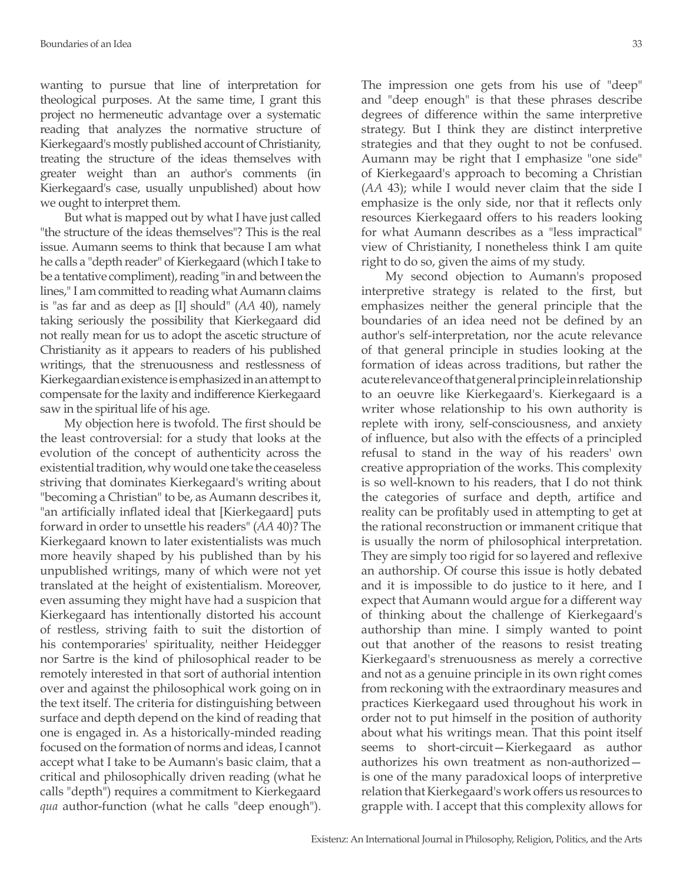wanting to pursue that line of interpretation for theological purposes. At the same time, I grant this project no hermeneutic advantage over a systematic reading that analyzes the normative structure of Kierkegaard's mostly published account of Christianity, treating the structure of the ideas themselves with greater weight than an author's comments (in Kierkegaard's case, usually unpublished) about how we ought to interpret them.

But what is mapped out by what I have just called "the structure of the ideas themselves"? This is the real issue. Aumann seems to think that because I am what he calls a "depth reader" of Kierkegaard (which I take to be a tentative compliment), reading "in and between the lines," I am committed to reading what Aumann claims is "as far and as deep as [I] should" (*AA* 40), namely taking seriously the possibility that Kierkegaard did not really mean for us to adopt the ascetic structure of Christianity as it appears to readers of his published writings, that the strenuousness and restlessness of Kierkegaardian existence is emphasized in an attempt to compensate for the laxity and indifference Kierkegaard saw in the spiritual life of his age.

My objection here is twofold. The first should be the least controversial: for a study that looks at the evolution of the concept of authenticity across the existential tradition, why would one take the ceaseless striving that dominates Kierkegaard's writing about "becoming a Christian" to be, as Aumann describes it, "an artificially inflated ideal that [Kierkegaard] puts forward in order to unsettle his readers" (*AA* 40)? The Kierkegaard known to later existentialists was much more heavily shaped by his published than by his unpublished writings, many of which were not yet translated at the height of existentialism. Moreover, even assuming they might have had a suspicion that Kierkegaard has intentionally distorted his account of restless, striving faith to suit the distortion of his contemporaries' spirituality, neither Heidegger nor Sartre is the kind of philosophical reader to be remotely interested in that sort of authorial intention over and against the philosophical work going on in the text itself. The criteria for distinguishing between surface and depth depend on the kind of reading that one is engaged in. As a historically-minded reading focused on the formation of norms and ideas, I cannot accept what I take to be Aumann's basic claim, that a critical and philosophically driven reading (what he calls "depth") requires a commitment to Kierkegaard *qua* author-function (what he calls "deep enough"). The impression one gets from his use of "deep" and "deep enough" is that these phrases describe degrees of difference within the same interpretive strategy. But I think they are distinct interpretive strategies and that they ought to not be confused. Aumann may be right that I emphasize "one side" of Kierkegaard's approach to becoming a Christian (*AA* 43); while I would never claim that the side I emphasize is the only side, nor that it reflects only resources Kierkegaard offers to his readers looking for what Aumann describes as a "less impractical" view of Christianity, I nonetheless think I am quite right to do so, given the aims of my study.

My second objection to Aumann's proposed interpretive strategy is related to the first, but emphasizes neither the general principle that the boundaries of an idea need not be defined by an author's self-interpretation, nor the acute relevance of that general principle in studies looking at the formation of ideas across traditions, but rather the acute relevance of that general principle in relationship to an oeuvre like Kierkegaard's. Kierkegaard is a writer whose relationship to his own authority is replete with irony, self-consciousness, and anxiety of influence, but also with the effects of a principled refusal to stand in the way of his readers' own creative appropriation of the works. This complexity is so well-known to his readers, that I do not think the categories of surface and depth, artifice and reality can be profitably used in attempting to get at the rational reconstruction or immanent critique that is usually the norm of philosophical interpretation. They are simply too rigid for so layered and reflexive an authorship. Of course this issue is hotly debated and it is impossible to do justice to it here, and I expect that Aumann would argue for a different way of thinking about the challenge of Kierkegaard's authorship than mine. I simply wanted to point out that another of the reasons to resist treating Kierkegaard's strenuousness as merely a corrective and not as a genuine principle in its own right comes from reckoning with the extraordinary measures and practices Kierkegaard used throughout his work in order not to put himself in the position of authority about what his writings mean. That this point itself seems to short-circuit—Kierkegaard as author authorizes his own treatment as non-authorized—is one of the many paradoxical loops of interpretive relation that Kierkegaard's work offers us resources to grapple with. I accept that this complexity allows for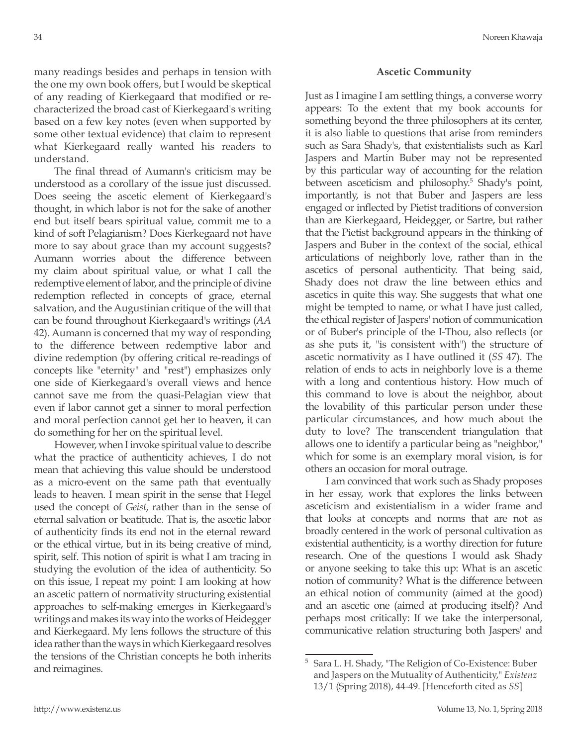many readings besides and perhaps in tension with the one my own book offers, but I would be skeptical of any reading of Kierkegaard that modified or re-characterized the broad cast of Kierkegaard's writing based on a few key notes (even when supported by some other textual evidence) that claim to represent what Kierkegaard really wanted his readers to understand.

The final thread of Aumann's criticism may be understood as a corollary of the issue just discussed. Does seeing the ascetic element of Kierkegaard's thought, in which labor is not for the sake of another end but itself bears spiritual value, commit me to a kind of soft Pelagianism? Does Kierkegaard not have more to say about grace than my account suggests? Aumann worries about the difference between my claim about spiritual value, or what I call the redemptive element of labor, and the principle of divine redemption reflected in concepts of grace, eternal salvation, and the Augustinian critique of the will that can be found throughout Kierkegaard's writings (*AA* 42). Aumann is concerned that my way of responding to the difference between redemptive labor and divine redemption (by offering critical re-readings of concepts like "eternity" and "rest") emphasizes only one side of Kierkegaard's overall views and hence cannot save me from the quasi-Pelagian view that even if labor cannot get a sinner to moral perfection and moral perfection cannot get her to heaven, it can do something for her on the spiritual level.

However, when I invoke spiritual value to describe what the practice of authenticity achieves, I do not mean that achieving this value should be understood as a micro-event on the same path that eventually leads to heaven. I mean spirit in the sense that Hegel used the concept of *Geist*, rather than in the sense of eternal salvation or beatitude. That is, the ascetic labor of authenticity finds its end not in the eternal reward or the ethical virtue, but in its being creative of mind, spirit, self. This notion of spirit is what I am tracing in studying the evolution of the idea of authenticity. So on this issue, I repeat my point: I am looking at how an ascetic pattern of normativity structuring existential approaches to self-making emerges in Kierkegaard's writings and makes its way into the works of Heidegger and Kierkegaard. My lens follows the structure of this idea rather than the ways in which Kierkegaard resolves the tensions of the Christian concepts he both inherits and reimagines.

## Ascetic Community

Just as I imagine I am settling things, a converse worry appears: To the extent that my book accounts for something beyond the three philosophers at its center, it is also liable to questions that arise from reminders such as Sara Shady's, that existentialists such as Karl Jaspers and Martin Buber may not be represented by this particular way of accounting for the relation between asceticism and philosophy.[5] Shady's point, importantly, is not that Buber and Jaspers are less engaged or inflected by Pietist traditions of conversion than are Kierkegaard, Heidegger, or Sartre, but rather that the Pietist background appears in the thinking of Jaspers and Buber in the context of the social, ethical articulations of neighborly love, rather than in the ascetics of personal authenticity. That being said, Shady does not draw the line between ethics and ascetics in quite this way. She suggests that what one might be tempted to name, or what I have just called, the ethical register of Jaspers' notion of communication or of Buber's principle of the I-Thou, also reflects (or as she puts it, "is consistent with") the structure of ascetic normativity as I have outlined it (*SS* 47). The relation of ends to acts in neighborly love is a theme with a long and contentious history. How much of this command to love is about the neighbor, about the lovability of this particular person under these particular circumstances, and how much about the duty to love? The transcendent triangulation that allows one to identify a particular being as "neighbor," which for some is an exemplary moral vision, is for others an occasion for moral outrage.

I am convinced that work such as Shady proposes in her essay, work that explores the links between asceticism and existentialism in a wider frame and that looks at concepts and norms that are not as broadly centered in the work of personal cultivation as existential authenticity, is a worthy direction for future research. One of the questions I would ask Shady or anyone seeking to take this up: What is an ascetic notion of community? What is the difference between an ethical notion of community (aimed at the good) and an ascetic one (aimed at producing itself)? And perhaps most critically: If we take the interpersonal, communicative relation structuring both Jaspers' and

---

[5] Sara L. H. Shady, "The Religion of Co-Existence: Buber and Jaspers on the Mutuality of Authenticity," *Existenz* 13/1 (Spring 2018), 44-49. [Henceforth cited as *SS*]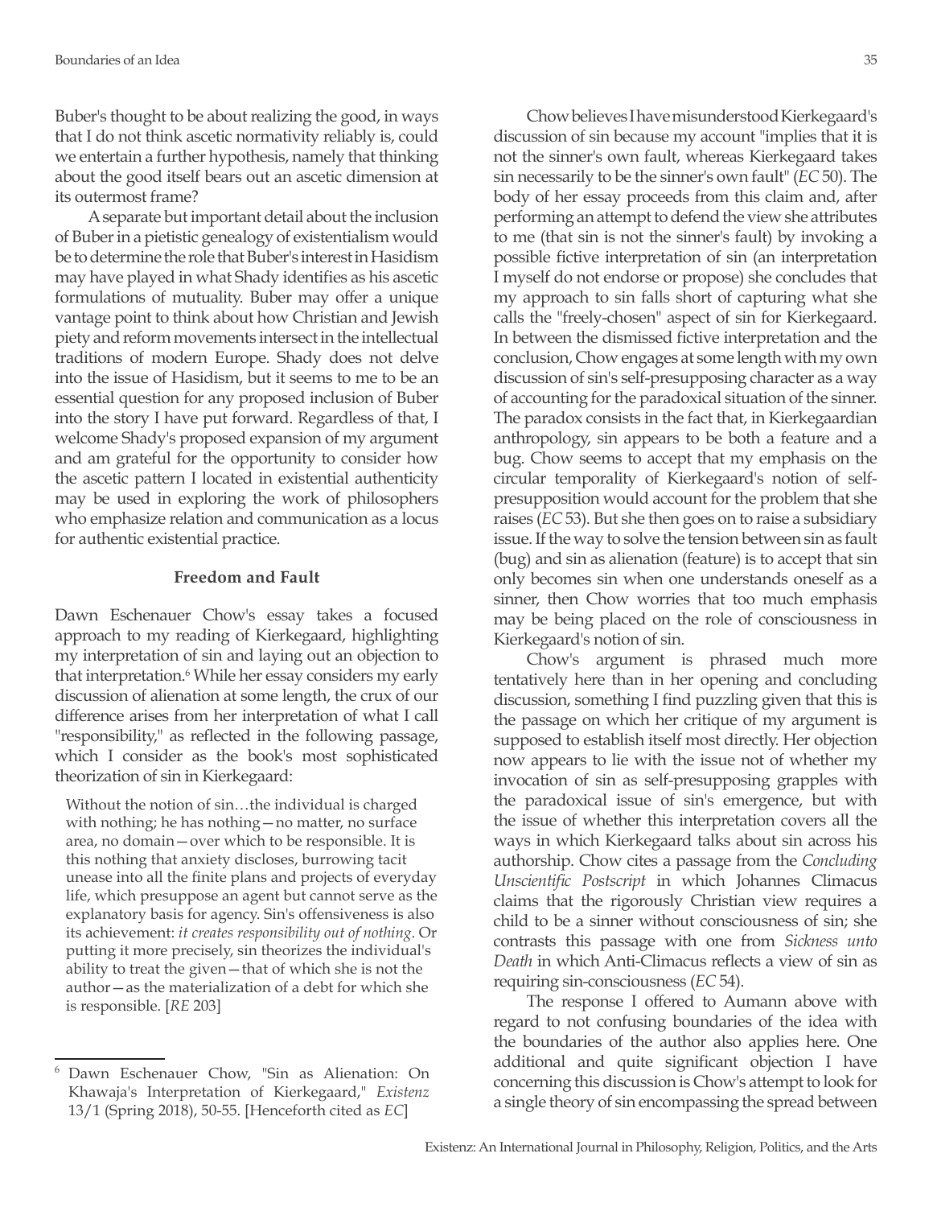Buber's thought to be about realizing the good, in ways that I do not think ascetic normativity reliably is, could we entertain a further hypothesis, namely that thinking about the good itself bears out an ascetic dimension at its outermost frame?

A separate but important detail about the inclusion of Buber in a pietistic genealogy of existentialism would be to determine the role that Buber's interest in Hasidism may have played in what Shady identifies as his ascetic formulations of mutuality. Buber may offer a unique vantage point to think about how Christian and Jewish piety and reform movements intersect in the intellectual traditions of modern Europe. Shady does not delve into the issue of Hasidism, but it seems to me to be an essential question for any proposed inclusion of Buber into the story I have put forward. Regardless of that, I welcome Shady's proposed expansion of my argument and am grateful for the opportunity to consider how the ascetic pattern I located in existential authenticity may be used in exploring the work of philosophers who emphasize relation and communication as a locus for authentic existential practice.

### Freedom and Fault

Dawn Eschenauer Chow's essay takes a focused approach to my reading of Kierkegaard, highlighting my interpretation of sin and laying out an objection to that interpretation.[6] While her essay considers my early discussion of alienation at some length, the crux of our difference arises from her interpretation of what I call "responsibility," as reflected in the following passage, which I consider as the book's most sophisticated theorization of sin in Kierkegaard:

> Without the notion of sin…the individual is charged with nothing; he has nothing—no matter, no surface area, no domain—over which to be responsible. It is this nothing that anxiety discloses, burrowing tacit unease into all the finite plans and projects of everyday life, which presuppose an agent but cannot serve as the explanatory basis for agency. Sin's offensiveness is also its achievement: *it creates responsibility out of nothing.* Or putting it more precisely, sin theorizes the individual's ability to treat the given—that of which she is not the author—as the materialization of a debt for which she is responsible. [*RE* 203]

Chow believes I have misunderstood Kierkegaard's discussion of sin because my account "implies that it is not the sinner's own fault, whereas Kierkegaard takes sin necessarily to be the sinner's own fault" (*EC* 50). The body of her essay proceeds from this claim and, after performing an attempt to defend the view she attributes to me (that sin is not the sinner's fault) by invoking a possible fictive interpretation of sin (an interpretation I myself do not endorse or propose) she concludes that my approach to sin falls short of capturing what she calls the "freely-chosen" aspect of sin for Kierkegaard. In between the dismissed fictive interpretation and the conclusion, Chow engages at some length with my own discussion of sin's self-presupposing character as a way of accounting for the paradoxical situation of the sinner. The paradox consists in the fact that, in Kierkegaardian anthropology, sin appears to be both a feature and a bug. Chow seems to accept that my emphasis on the circular temporality of Kierkegaard's notion of self-presupposition would account for the problem that she raises (*EC* 53). But she then goes on to raise a subsidiary issue. If the way to solve the tension between sin as fault (bug) and sin as alienation (feature) is to accept that sin only becomes sin when one understands oneself as a sinner, then Chow worries that too much emphasis may be being placed on the role of consciousness in Kierkegaard's notion of sin.

Chow's argument is phrased much more tentatively here than in her opening and concluding discussion, something I find puzzling given that this is the passage on which her critique of my argument is supposed to establish itself most directly. Her objection now appears to lie with the issue not of whether my invocation of sin as self-presupposing grapples with the paradoxical issue of sin's emergence, but with the issue of whether this interpretation covers all the ways in which Kierkegaard talks about sin across his authorship. Chow cites a passage from the *Concluding Unscientific Postscript* in which Johannes Climacus claims that the rigorously Christian view requires a child to be a sinner without consciousness of sin; she contrasts this passage with one from *Sickness unto Death* in which Anti-Climacus reflects a view of sin as requiring sin-consciousness (*EC* 54).

The response I offered to Aumann above with regard to not confusing boundaries of the idea with the boundaries of the author also applies here. One additional and quite significant objection I have concerning this discussion is Chow's attempt to look for a single theory of sin encompassing the spread between

---

[6] Dawn Eschenauer Chow, "Sin as Alienation: On Khawaja's Interpretation of Kierkegaard," *Existenz* 13/1 (Spring 2018), 50-55. [Henceforth cited as *EC*]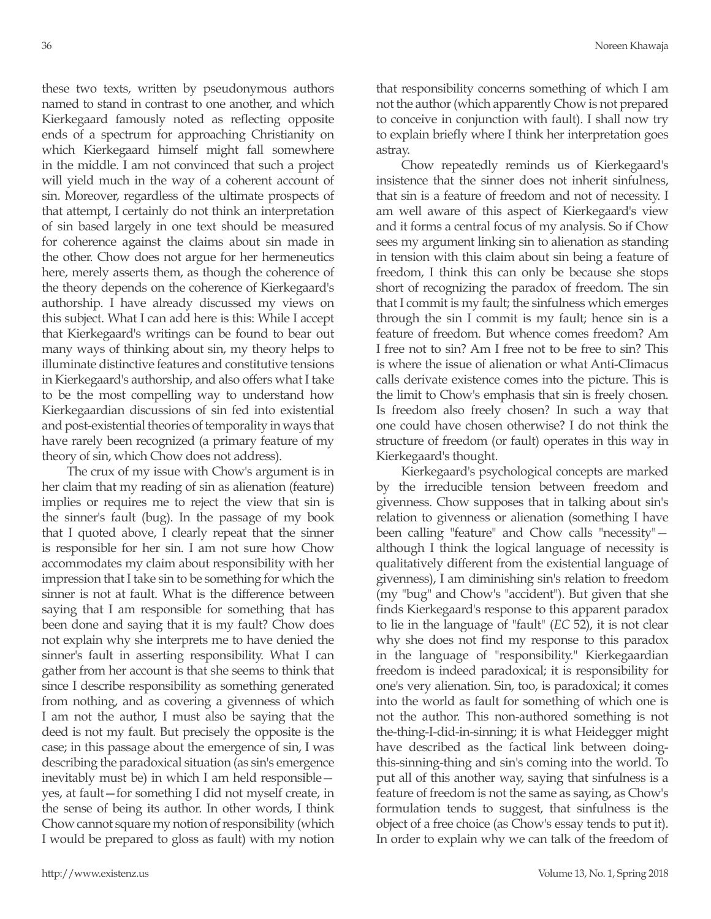these two texts, written by pseudonymous authors named to stand in contrast to one another, and which Kierkegaard famously noted as reflecting opposite ends of a spectrum for approaching Christianity on which Kierkegaard himself might fall somewhere in the middle. I am not convinced that such a project will yield much in the way of a coherent account of sin. Moreover, regardless of the ultimate prospects of that attempt, I certainly do not think an interpretation of sin based largely in one text should be measured for coherence against the claims about sin made in the other. Chow does not argue for her hermeneutics here, merely asserts them, as though the coherence of the theory depends on the coherence of Kierkegaard's authorship. I have already discussed my views on this subject. What I can add here is this: While I accept that Kierkegaard's writings can be found to bear out many ways of thinking about sin, my theory helps to illuminate distinctive features and constitutive tensions in Kierkegaard's authorship, and also offers what I take to be the most compelling way to understand how Kierkegaardian discussions of sin fed into existential and post-existential theories of temporality in ways that have rarely been recognized (a primary feature of my theory of sin, which Chow does not address).

The crux of my issue with Chow's argument is in her claim that my reading of sin as alienation (feature) implies or requires me to reject the view that sin is the sinner's fault (bug). In the passage of my book that I quoted above, I clearly repeat that the sinner is responsible for her sin. I am not sure how Chow accommodates my claim about responsibility with her impression that I take sin to be something for which the sinner is not at fault. What is the difference between saying that I am responsible for something that has been done and saying that it is my fault? Chow does not explain why she interprets me to have denied the sinner's fault in asserting responsibility. What I can gather from her account is that she seems to think that since I describe responsibility as something generated from nothing, and as covering a givenness of which I am not the author, I must also be saying that the deed is not my fault. But precisely the opposite is the case; in this passage about the emergence of sin, I was describing the paradoxical situation (as sin's emergence inevitably must be) in which I am held responsible—yes, at fault—for something I did not myself create, in the sense of being its author. In other words, I think Chow cannot square my notion of responsibility (which I would be prepared to gloss as fault) with my notion that responsibility concerns something of which I am not the author (which apparently Chow is not prepared to conceive in conjunction with fault). I shall now try to explain briefly where I think her interpretation goes astray.

Chow repeatedly reminds us of Kierkegaard's insistence that the sinner does not inherit sinfulness, that sin is a feature of freedom and not of necessity. I am well aware of this aspect of Kierkegaard's view and it forms a central focus of my analysis. So if Chow sees my argument linking sin to alienation as standing in tension with this claim about sin being a feature of freedom, I think this can only be because she stops short of recognizing the paradox of freedom. The sin that I commit is my fault; the sinfulness which emerges through the sin I commit is my fault; hence sin is a feature of freedom. But whence comes freedom? Am I free not to sin? Am I free not to be free to sin? This is where the issue of alienation or what Anti-Climacus calls derivate existence comes into the picture. This is the limit to Chow's emphasis that sin is freely chosen. Is freedom also freely chosen? In such a way that one could have chosen otherwise? I do not think the structure of freedom (or fault) operates in this way in Kierkegaard's thought.

Kierkegaard's psychological concepts are marked by the irreducible tension between freedom and givenness. Chow supposes that in talking about sin's relation to givenness or alienation (something I have been calling "feature" and Chow calls "necessity"—although I think the logical language of necessity is qualitatively different from the existential language of givenness), I am diminishing sin's relation to freedom (my "bug" and Chow's "accident"). But given that she finds Kierkegaard's response to this apparent paradox to lie in the language of "fault" (*EC* 52), it is not clear why she does not find my response to this paradox in the language of "responsibility." Kierkegaardian freedom is indeed paradoxical; it is responsibility for one's very alienation. Sin, too, is paradoxical; it comes into the world as fault for something of which one is not the author. This non-authored something is not the-thing-I-did-in-sinning; it is what Heidegger might have described as the factical link between doing-this-sinning-thing and sin's coming into the world. To put all of this another way, saying that sinfulness is a feature of freedom is not the same as saying, as Chow's formulation tends to suggest, that sinfulness is the object of a free choice (as Chow's essay tends to put it). In order to explain why we can talk of the freedom of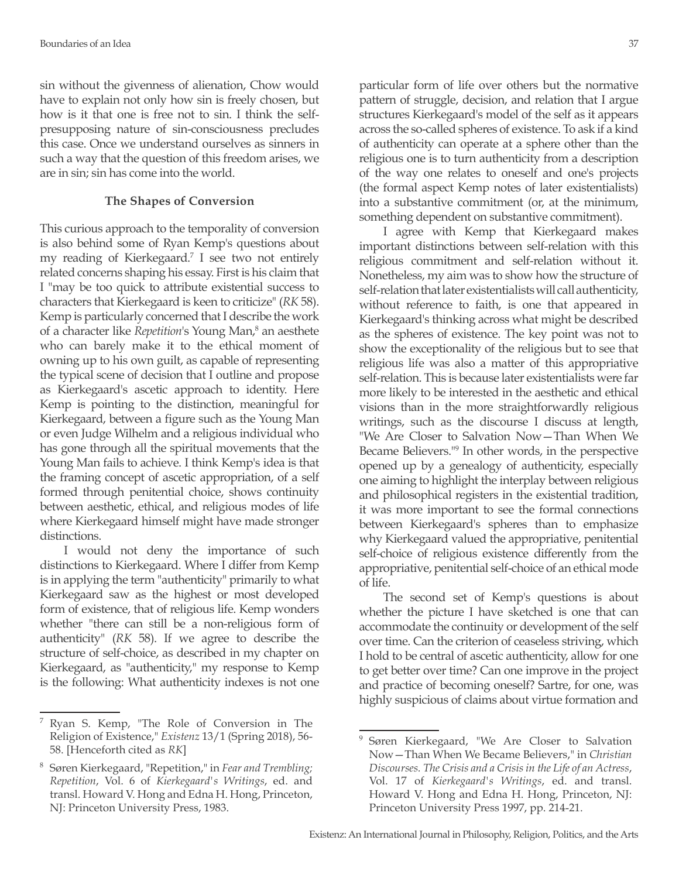sin without the givenness of alienation, Chow would have to explain not only how sin is freely chosen, but how is it that one is free not to sin. I think the self-presupposing nature of sin-consciousness precludes this case. Once we understand ourselves as sinners in such a way that the question of this freedom arises, we are in sin; sin has come into the world.

### The Shapes of Conversion

This curious approach to the temporality of conversion is also behind some of Ryan Kemp's questions about my reading of Kierkegaard.[7] I see two not entirely related concerns shaping his essay. First is his claim that I "may be too quick to attribute existential success to characters that Kierkegaard is keen to criticize" (*RK* 58). Kemp is particularly concerned that I describe the work of a character like *Repetition*'s Young Man,[8] an aesthete who can barely make it to the ethical moment of owning up to his own guilt, as capable of representing the typical scene of decision that I outline and propose as Kierkegaard's ascetic approach to identity. Here Kemp is pointing to the distinction, meaningful for Kierkegaard, between a figure such as the Young Man or even Judge Wilhelm and a religious individual who has gone through all the spiritual movements that the Young Man fails to achieve. I think Kemp's idea is that the framing concept of ascetic appropriation, of a self formed through penitential choice, shows continuity between aesthetic, ethical, and religious modes of life where Kierkegaard himself might have made stronger distinctions.

I would not deny the importance of such distinctions to Kierkegaard. Where I differ from Kemp is in applying the term "authenticity" primarily to what Kierkegaard saw as the highest or most developed form of existence, that of religious life. Kemp wonders whether "there can still be a non-religious form of authenticity" (*RK* 58). If we agree to describe the structure of self-choice, as described in my chapter on Kierkegaard, as "authenticity," my response to Kemp is the following: What authenticity indexes is not one particular form of life over others but the normative pattern of struggle, decision, and relation that I argue structures Kierkegaard's model of the self as it appears across the so-called spheres of existence. To ask if a kind of authenticity can operate at a sphere other than the religious one is to turn authenticity from a description of the way one relates to oneself and one's projects (the formal aspect Kemp notes of later existentialists) into a substantive commitment (or, at the minimum, something dependent on substantive commitment).

I agree with Kemp that Kierkegaard makes important distinctions between self-relation with this religious commitment and self-relation without it. Nonetheless, my aim was to show how the structure of self-relation that later existentialists will call authenticity, without reference to faith, is one that appeared in Kierkegaard's thinking across what might be described as the spheres of existence. The key point was not to show the exceptionality of the religious but to see that religious life was also a matter of this appropriative self-relation. This is because later existentialists were far more likely to be interested in the aesthetic and ethical visions than in the more straightforwardly religious writings, such as the discourse I discuss at length, "We Are Closer to Salvation Now—Than When We Became Believers."[9] In other words, in the perspective opened up by a genealogy of authenticity, especially one aiming to highlight the interplay between religious and philosophical registers in the existential tradition, it was more important to see the formal connections between Kierkegaard's spheres than to emphasize why Kierkegaard valued the appropriative, penitential self-choice of religious existence differently from the appropriative, penitential self-choice of an ethical mode of life.

The second set of Kemp's questions is about whether the picture I have sketched is one that can accommodate the continuity or development of the self over time. Can the criterion of ceaseless striving, which I hold to be central of ascetic authenticity, allow for one to get better over time? Can one improve in the project and practice of becoming oneself? Sartre, for one, was highly suspicious of claims about virtue formation and

---

[7] Ryan S. Kemp, "The Role of Conversion in The Religion of Existence," *Existenz* 13/1 (Spring 2018), 56-58. [Henceforth cited as *RK*]

[8] Søren Kierkegaard, "Repetition," in *Fear and Trembling; Repetition*, Vol. 6 of *Kierkegaard's Writings*, ed. and transl. Howard V. Hong and Edna H. Hong, Princeton, NJ: Princeton University Press, 1983.

[9] Søren Kierkegaard, "We Are Closer to Salvation Now—Than When We Became Believers," in *Christian Discourses. The Crisis and a Crisis in the Life of an Actress*, Vol. 17 of *Kierkegaard's Writings*, ed. and transl. Howard V. Hong and Edna H. Hong, Princeton, NJ: Princeton University Press 1997, pp. 214-21.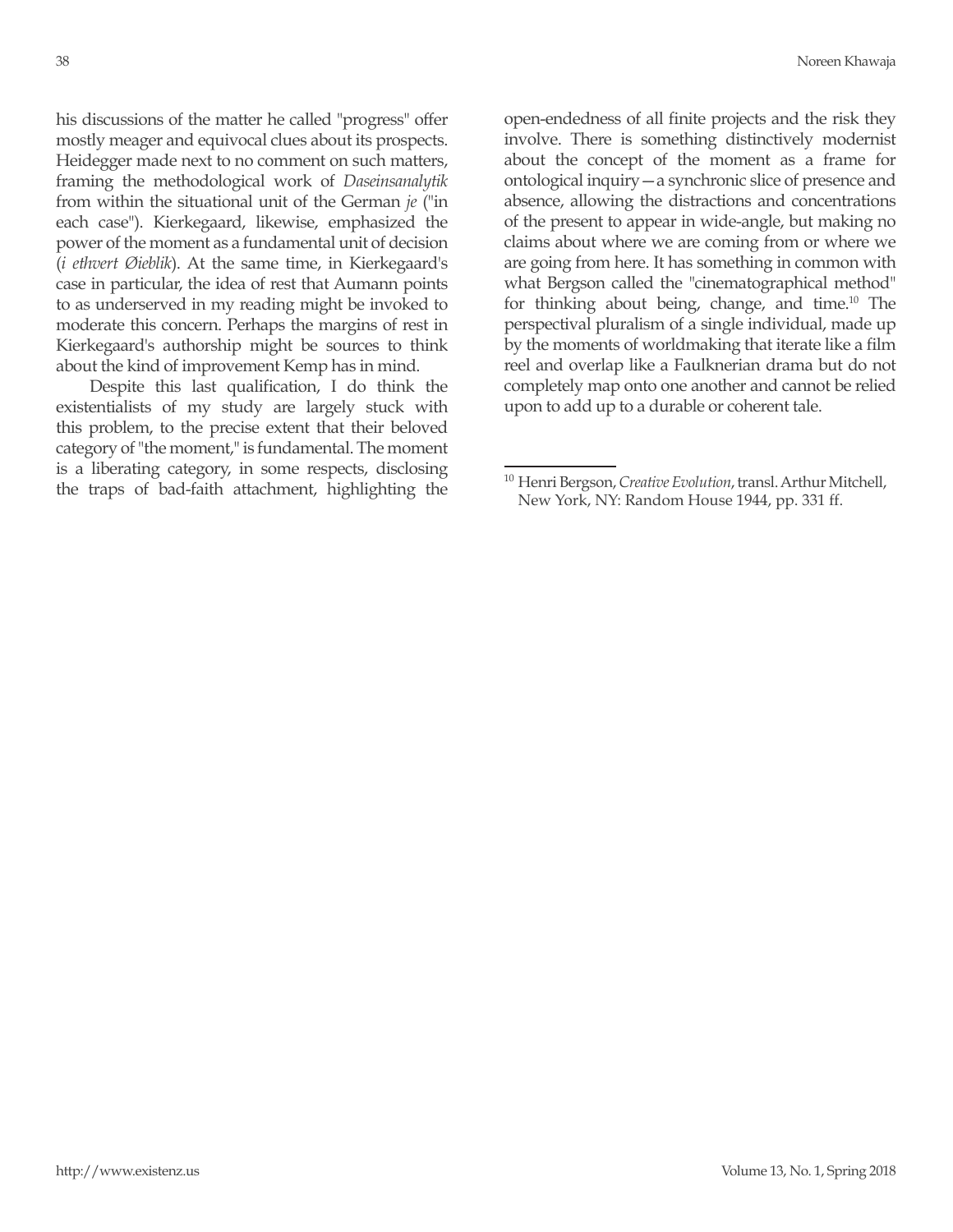his discussions of the matter he called "progress" offer mostly meager and equivocal clues about its prospects. Heidegger made next to no comment on such matters, framing the methodological work of *Daseinsanalytik* from within the situational unit of the German *je* ("in each case"). Kierkegaard, likewise, emphasized the power of the moment as a fundamental unit of decision (*i ethvert Øieblik*). At the same time, in Kierkegaard's case in particular, the idea of rest that Aumann points to as underserved in my reading might be invoked to moderate this concern. Perhaps the margins of rest in Kierkegaard's authorship might be sources to think about the kind of improvement Kemp has in mind.

Despite this last qualification, I do think the existentialists of my study are largely stuck with this problem, to the precise extent that their beloved category of "the moment," is fundamental. The moment is a liberating category, in some respects, disclosing the traps of bad-faith attachment, highlighting the open-endedness of all finite projects and the risk they involve. There is something distinctively modernist about the concept of the moment as a frame for ontological inquiry—a synchronic slice of presence and absence, allowing the distractions and concentrations of the present to appear in wide-angle, but making no claims about where we are coming from or where we are going from here. It has something in common with what Bergson called the "cinematographical method" for thinking about being, change, and time.[10] The perspectival pluralism of a single individual, made up by the moments of worldmaking that iterate like a film reel and overlap like a Faulknerian drama but do not completely map onto one another and cannot be relied upon to add up to a durable or coherent tale.

---

[10] Henri Bergson, *Creative Evolution*, transl. Arthur Mitchell, New York, NY: Random House 1944, pp. 331 ff.